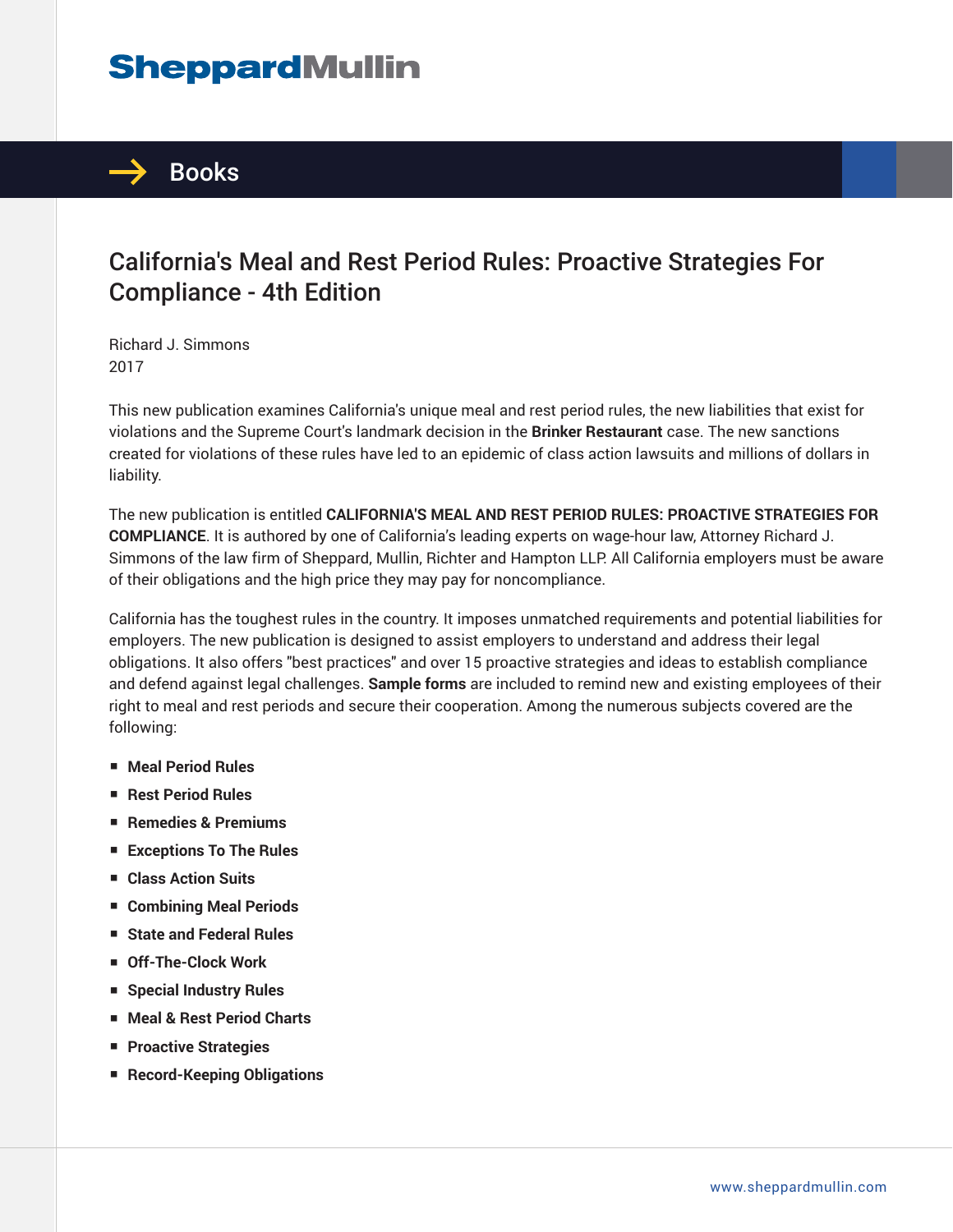# SheppardMullin

## Books

# California's Meal and Rest Period Rules: Proactive Strategies For Compliance - 4th Edition

Richard J. Simmons
2017

This new publication examines California's unique meal and rest period rules, the new liabilities that exist for violations and the Supreme Court's landmark decision in the **Brinker Restaurant** case. The new sanctions created for violations of these rules have led to an epidemic of class action lawsuits and millions of dollars in liability.

The new publication is entitled **CALIFORNIA'S MEAL AND REST PERIOD RULES: PROACTIVE STRATEGIES FOR COMPLIANCE**. It is authored by one of California's leading experts on wage-hour law, Attorney Richard J. Simmons of the law firm of Sheppard, Mullin, Richter and Hampton LLP. All California employers must be aware of their obligations and the high price they may pay for noncompliance.

California has the toughest rules in the country. It imposes unmatched requirements and potential liabilities for employers. The new publication is designed to assist employers to understand and address their legal obligations. It also offers "best practices" and over 15 proactive strategies and ideas to establish compliance and defend against legal challenges. **Sample forms** are included to remind new and existing employees of their right to meal and rest periods and secure their cooperation. Among the numerous subjects covered are the following:

- **Meal Period Rules**
- **Rest Period Rules**
- **Remedies & Premiums**
- **Exceptions To The Rules**
- **Class Action Suits**
- **Combining Meal Periods**
- **State and Federal Rules**
- **Off-The-Clock Work**
- **Special Industry Rules**
- **Meal & Rest Period Charts**
- **Proactive Strategies**
- **Record-Keeping Obligations**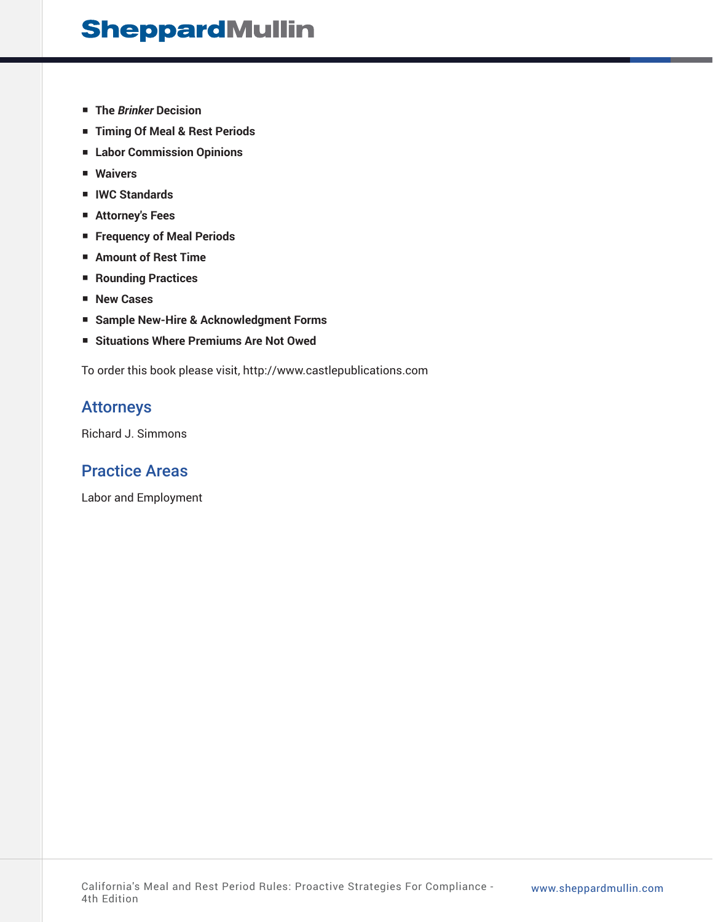- **The *Brinker* Decision**
- **Timing Of Meal & Rest Periods**
- **Labor Commission Opinions**
- **Waivers**
- **IWC Standards**
- **Attorney's Fees**
- **Frequency of Meal Periods**
- **Amount of Rest Time**
- **Rounding Practices**
- **New Cases**
- **Sample New-Hire & Acknowledgment Forms**
- **Situations Where Premiums Are Not Owed**

To order this book please visit, http://www.castlepublications.com

## Attorneys

Richard J. Simmons

## Practice Areas

Labor and Employment